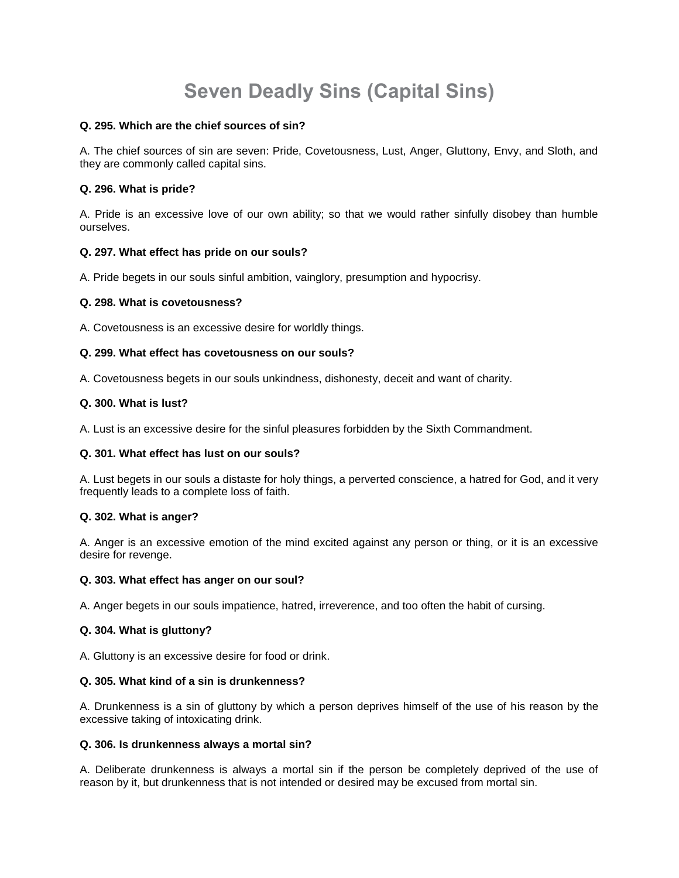# Seven Deadly Sins (Capital Sins)

**Q. 295. Which are the chief sources of sin?**

A. The chief sources of sin are seven: Pride, Covetousness, Lust, Anger, Gluttony, Envy, and Sloth, and they are commonly called capital sins.

**Q. 296. What is pride?**

A. Pride is an excessive love of our own ability; so that we would rather sinfully disobey than humble ourselves.

**Q. 297. What effect has pride on our souls?**

A. Pride begets in our souls sinful ambition, vainglory, presumption and hypocrisy.

**Q. 298. What is covetousness?**

A. Covetousness is an excessive desire for worldly things.

**Q. 299. What effect has covetousness on our souls?**

A. Covetousness begets in our souls unkindness, dishonesty, deceit and want of charity.

**Q. 300. What is lust?**

A. Lust is an excessive desire for the sinful pleasures forbidden by the Sixth Commandment.

**Q. 301. What effect has lust on our souls?**

A. Lust begets in our souls a distaste for holy things, a perverted conscience, a hatred for God, and it very frequently leads to a complete loss of faith.

**Q. 302. What is anger?**

A. Anger is an excessive emotion of the mind excited against any person or thing, or it is an excessive desire for revenge.

**Q. 303. What effect has anger on our soul?**

A. Anger begets in our souls impatience, hatred, irreverence, and too often the habit of cursing.

**Q. 304. What is gluttony?**

A. Gluttony is an excessive desire for food or drink.

**Q. 305. What kind of a sin is drunkenness?**

A. Drunkenness is a sin of gluttony by which a person deprives himself of the use of his reason by the excessive taking of intoxicating drink.

**Q. 306. Is drunkenness always a mortal sin?**

A. Deliberate drunkenness is always a mortal sin if the person be completely deprived of the use of reason by it, but drunkenness that is not intended or desired may be excused from mortal sin.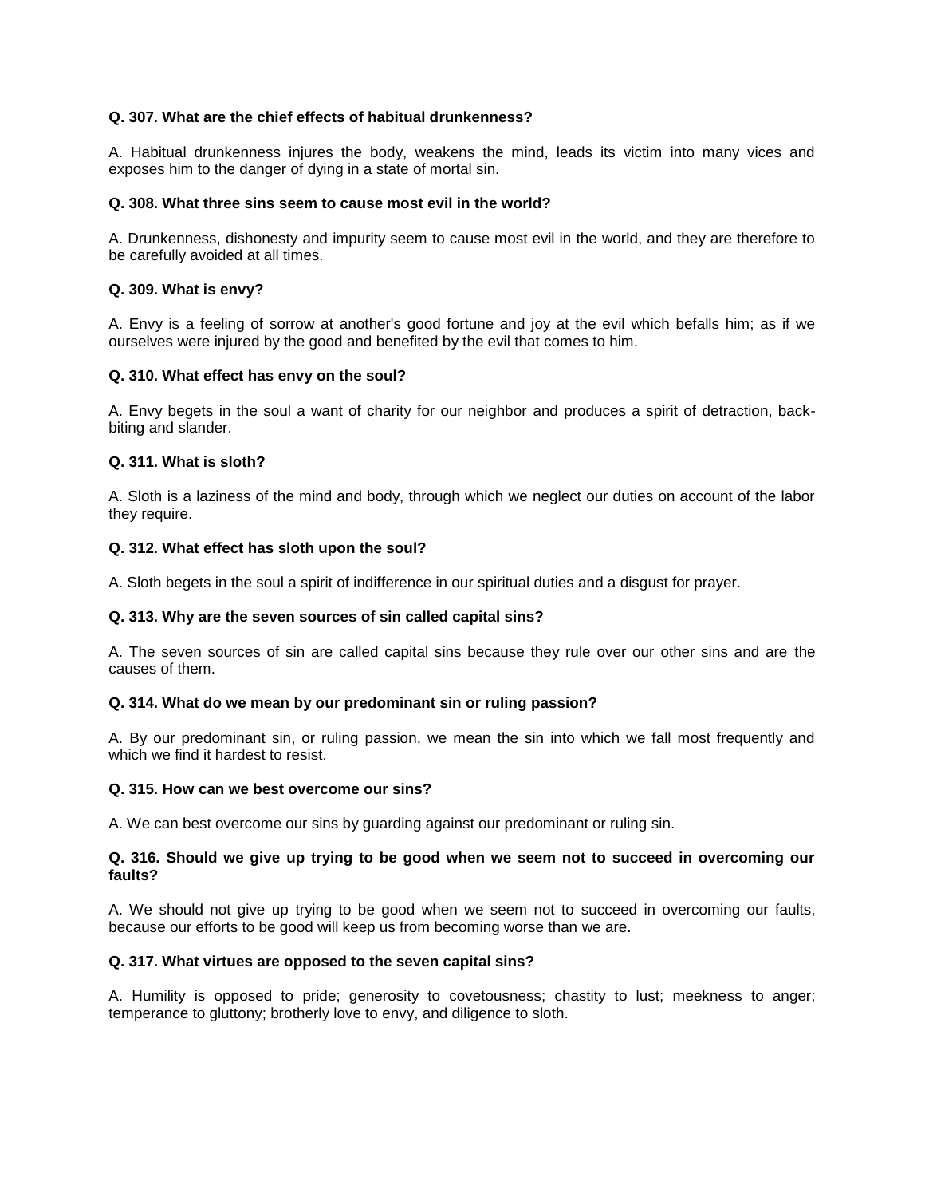**Q. 307. What are the chief effects of habitual drunkenness?**

A. Habitual drunkenness injures the body, weakens the mind, leads its victim into many vices and exposes him to the danger of dying in a state of mortal sin.

**Q. 308. What three sins seem to cause most evil in the world?**

A. Drunkenness, dishonesty and impurity seem to cause most evil in the world, and they are therefore to be carefully avoided at all times.

**Q. 309. What is envy?**

A. Envy is a feeling of sorrow at another's good fortune and joy at the evil which befalls him; as if we ourselves were injured by the good and benefited by the evil that comes to him.

**Q. 310. What effect has envy on the soul?**

A. Envy begets in the soul a want of charity for our neighbor and produces a spirit of detraction, back-biting and slander.

**Q. 311. What is sloth?**

A. Sloth is a laziness of the mind and body, through which we neglect our duties on account of the labor they require.

**Q. 312. What effect has sloth upon the soul?**

A. Sloth begets in the soul a spirit of indifference in our spiritual duties and a disgust for prayer.

**Q. 313. Why are the seven sources of sin called capital sins?**

A. The seven sources of sin are called capital sins because they rule over our other sins and are the causes of them.

**Q. 314. What do we mean by our predominant sin or ruling passion?**

A. By our predominant sin, or ruling passion, we mean the sin into which we fall most frequently and which we find it hardest to resist.

**Q. 315. How can we best overcome our sins?**

A. We can best overcome our sins by guarding against our predominant or ruling sin.

**Q. 316. Should we give up trying to be good when we seem not to succeed in overcoming our faults?**

A. We should not give up trying to be good when we seem not to succeed in overcoming our faults, because our efforts to be good will keep us from becoming worse than we are.

**Q. 317. What virtues are opposed to the seven capital sins?**

A. Humility is opposed to pride; generosity to covetousness; chastity to lust; meekness to anger; temperance to gluttony; brotherly love to envy, and diligence to sloth.